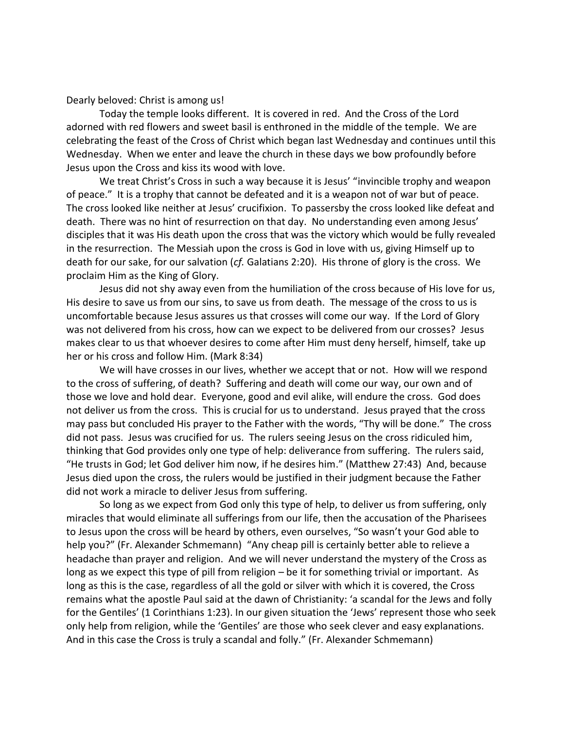Dearly beloved: Christ is among us!

Today the temple looks different. It is covered in red. And the Cross of the Lord adorned with red flowers and sweet basil is enthroned in the middle of the temple. We are celebrating the feast of the Cross of Christ which began last Wednesday and continues until this Wednesday. When we enter and leave the church in these days we bow profoundly before Jesus upon the Cross and kiss its wood with love.

We treat Christ's Cross in such a way because it is Jesus' "invincible trophy and weapon of peace." It is a trophy that cannot be defeated and it is a weapon not of war but of peace. The cross looked like neither at Jesus' crucifixion. To passersby the cross looked like defeat and death. There was no hint of resurrection on that day. No understanding even among Jesus' disciples that it was His death upon the cross that was the victory which would be fully revealed in the resurrection. The Messiah upon the cross is God in love with us, giving Himself up to death for our sake, for our salvation (*cf.* Galatians 2:20). His throne of glory is the cross. We proclaim Him as the King of Glory.

Jesus did not shy away even from the humiliation of the cross because of His love for us, His desire to save us from our sins, to save us from death. The message of the cross to us is uncomfortable because Jesus assures us that crosses will come our way. If the Lord of Glory was not delivered from his cross, how can we expect to be delivered from our crosses? Jesus makes clear to us that whoever desires to come after Him must deny herself, himself, take up her or his cross and follow Him. (Mark 8:34)

We will have crosses in our lives, whether we accept that or not. How will we respond to the cross of suffering, of death? Suffering and death will come our way, our own and of those we love and hold dear. Everyone, good and evil alike, will endure the cross. God does not deliver us from the cross. This is crucial for us to understand. Jesus prayed that the cross may pass but concluded His prayer to the Father with the words, "Thy will be done." The cross did not pass. Jesus was crucified for us. The rulers seeing Jesus on the cross ridiculed him, thinking that God provides only one type of help: deliverance from suffering. The rulers said, "He trusts in God; let God deliver him now, if he desires him." (Matthew 27:43) And, because Jesus died upon the cross, the rulers would be justified in their judgment because the Father did not work a miracle to deliver Jesus from suffering.

So long as we expect from God only this type of help, to deliver us from suffering, only miracles that would eliminate all sufferings from our life, then the accusation of the Pharisees to Jesus upon the cross will be heard by others, even ourselves, "So wasn't your God able to help you?" (Fr. Alexander Schmemann) "Any cheap pill is certainly better able to relieve a headache than prayer and religion. And we will never understand the mystery of the Cross as long as we expect this type of pill from religion – be it for something trivial or important. As long as this is the case, regardless of all the gold or silver with which it is covered, the Cross remains what the apostle Paul said at the dawn of Christianity: 'a scandal for the Jews and folly for the Gentiles' (1 Corinthians 1:23). In our given situation the 'Jews' represent those who seek only help from religion, while the 'Gentiles' are those who seek clever and easy explanations. And in this case the Cross is truly a scandal and folly." (Fr. Alexander Schmemann)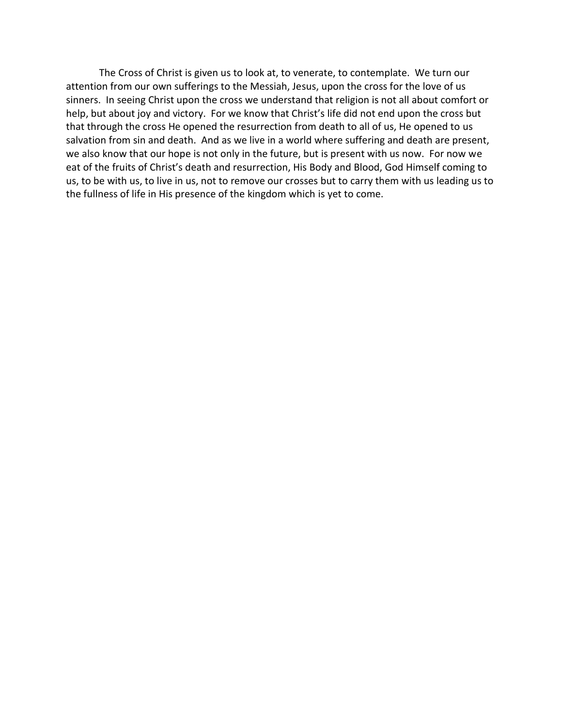The Cross of Christ is given us to look at, to venerate, to contemplate. We turn our attention from our own sufferings to the Messiah, Jesus, upon the cross for the love of us sinners. In seeing Christ upon the cross we understand that religion is not all about comfort or help, but about joy and victory. For we know that Christ's life did not end upon the cross but that through the cross He opened the resurrection from death to all of us, He opened to us salvation from sin and death. And as we live in a world where suffering and death are present, we also know that our hope is not only in the future, but is present with us now. For now we eat of the fruits of Christ's death and resurrection, His Body and Blood, God Himself coming to us, to be with us, to live in us, not to remove our crosses but to carry them with us leading us to the fullness of life in His presence of the kingdom which is yet to come.